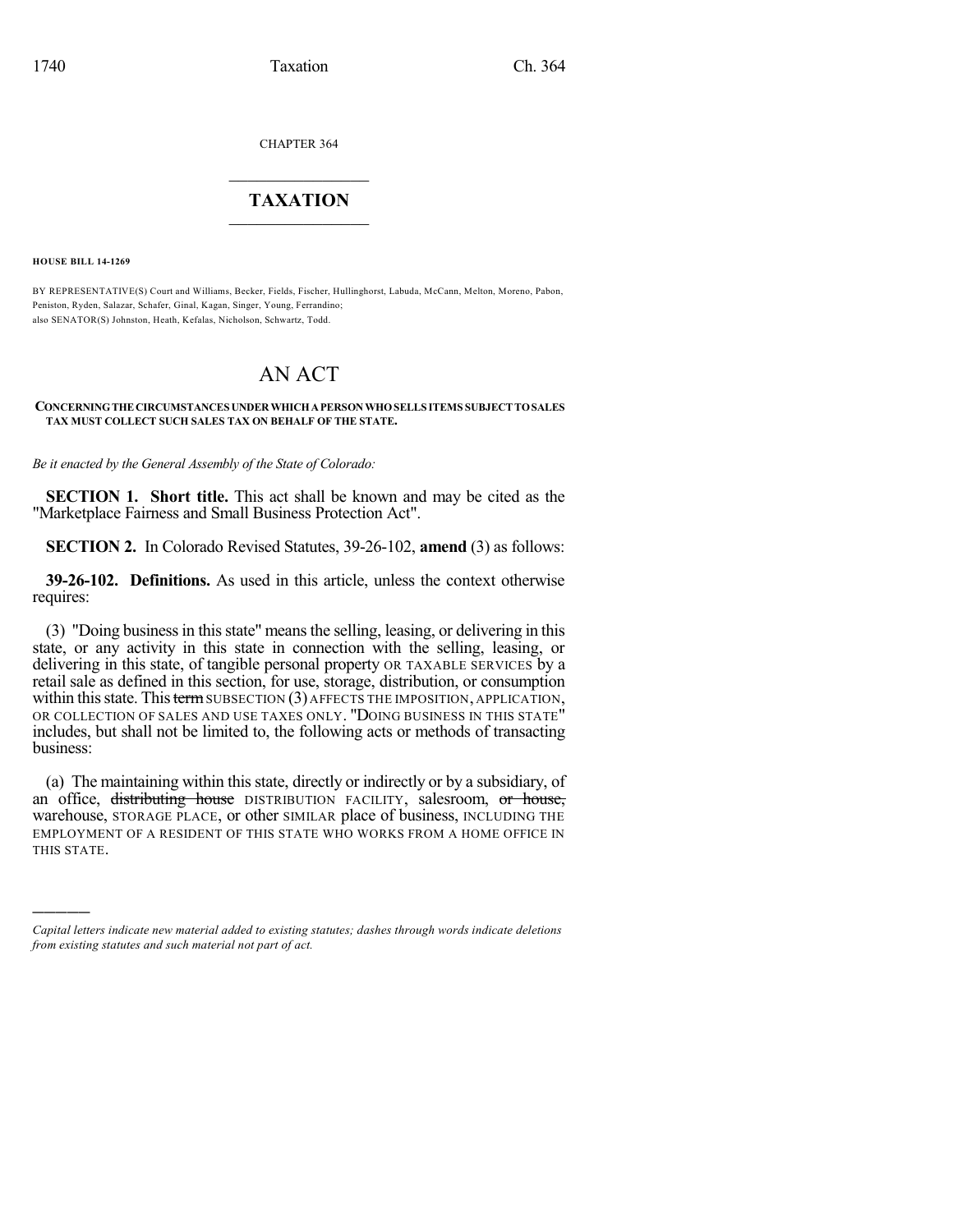CHAPTER 364

# TAXATION

**HOUSE BILL 14-1269**

BY REPRESENTATIVE(S) Court and Williams, Becker, Fields, Fischer, Hullinghorst, Labuda, McCann, Melton, Moreno, Pabon, Peniston, Ryden, Salazar, Schafer, Ginal, Kagan, Singer, Young, Ferrandino;
also SENATOR(S) Johnston, Heath, Kefalas, Nicholson, Schwartz, Todd.

# AN ACT

**CONCERNING THE CIRCUMSTANCES UNDER WHICH A PERSON WHO SELLS ITEMS SUBJECT TO SALES TAX MUST COLLECT SUCH SALES TAX ON BEHALF OF THE STATE.**

*Be it enacted by the General Assembly of the State of Colorado:*

**SECTION 1. Short title.** This act shall be known and may be cited as the "Marketplace Fairness and Small Business Protection Act".

**SECTION 2.** In Colorado Revised Statutes, 39-26-102, **amend** (3) as follows:

**39-26-102. Definitions.** As used in this article, unless the context otherwise requires:

(3) "Doing business in this state" means the selling, leasing, or delivering in this state, or any activity in this state in connection with the selling, leasing, or delivering in this state, of tangible personal property OR TAXABLE SERVICES by a retail sale as defined in this section, for use, storage, distribution, or consumption within this state. This ~~term~~ SUBSECTION (3) AFFECTS THE IMPOSITION, APPLICATION, OR COLLECTION OF SALES AND USE TAXES ONLY. "DOING BUSINESS IN THIS STATE" includes, but shall not be limited to, the following acts or methods of transacting business:

(a) The maintaining within this state, directly or indirectly or by a subsidiary, of an office, ~~distributing house~~ DISTRIBUTION FACILITY, salesroom, ~~or house,~~ warehouse, STORAGE PLACE, or other SIMILAR place of business, INCLUDING THE EMPLOYMENT OF A RESIDENT OF THIS STATE WHO WORKS FROM A HOME OFFICE IN THIS STATE.

*Capital letters indicate new material added to existing statutes; dashes through words indicate deletions from existing statutes and such material not part of act.*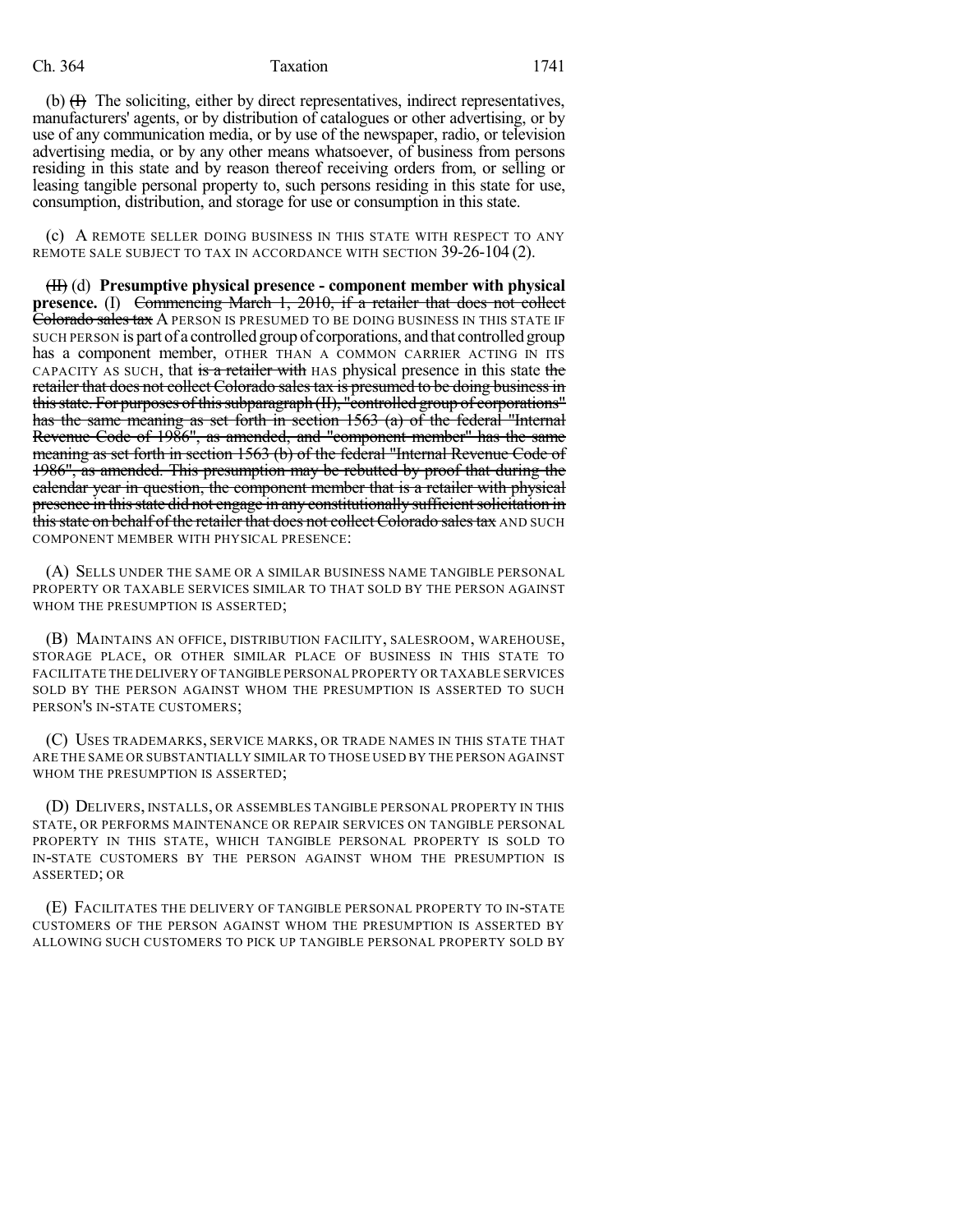(b) ~~(I)~~ The soliciting, either by direct representatives, indirect representatives, manufacturers' agents, or by distribution of catalogues or other advertising, or by use of any communication media, or by use of the newspaper, radio, or television advertising media, or by any other means whatsoever, of business from persons residing in this state and by reason thereof receiving orders from, or selling or leasing tangible personal property to, such persons residing in this state for use, consumption, distribution, and storage for use or consumption in this state.

(c) A REMOTE SELLER DOING BUSINESS IN THIS STATE WITH RESPECT TO ANY REMOTE SALE SUBJECT TO TAX IN ACCORDANCE WITH SECTION 39-26-104 (2).

~~(II)~~ (d) **Presumptive physical presence - component member with physical presence.** (I) ~~Commencing March 1, 2010, if a retailer that does not collect Colorado sales tax~~ A PERSON IS PRESUMED TO BE DOING BUSINESS IN THIS STATE IF SUCH PERSON is part of a controlled group of corporations, and that controlled group has a component member, OTHER THAN A COMMON CARRIER ACTING IN ITS CAPACITY AS SUCH, that ~~is a retailer with~~ HAS physical presence in this state ~~the retailer that does not collect Colorado sales tax is presumed to be doing business in this state. For purposes of this subparagraph (II), "controlled group of corporations" has the same meaning as set forth in section 1563 (a) of the federal "Internal Revenue Code of 1986", as amended, and "component member" has the same meaning as set forth in section 1563 (b) of the federal "Internal Revenue Code of 1986", as amended. This presumption may be rebutted by proof that during the calendar year in question, the component member that is a retailer with physical presence in this state did not engage in any constitutionally sufficient solicitation in this state on behalf of the retailer that does not collect Colorado sales tax~~ AND SUCH COMPONENT MEMBER WITH PHYSICAL PRESENCE:

(A) SELLS UNDER THE SAME OR A SIMILAR BUSINESS NAME TANGIBLE PERSONAL PROPERTY OR TAXABLE SERVICES SIMILAR TO THAT SOLD BY THE PERSON AGAINST WHOM THE PRESUMPTION IS ASSERTED;

(B) MAINTAINS AN OFFICE, DISTRIBUTION FACILITY, SALESROOM, WAREHOUSE, STORAGE PLACE, OR OTHER SIMILAR PLACE OF BUSINESS IN THIS STATE TO FACILITATE THE DELIVERY OF TANGIBLE PERSONAL PROPERTY OR TAXABLE SERVICES SOLD BY THE PERSON AGAINST WHOM THE PRESUMPTION IS ASSERTED TO SUCH PERSON'S IN-STATE CUSTOMERS;

(C) USES TRADEMARKS, SERVICE MARKS, OR TRADE NAMES IN THIS STATE THAT ARE THE SAME OR SUBSTANTIALLY SIMILAR TO THOSE USED BY THE PERSON AGAINST WHOM THE PRESUMPTION IS ASSERTED;

(D) DELIVERS, INSTALLS, OR ASSEMBLES TANGIBLE PERSONAL PROPERTY IN THIS STATE, OR PERFORMS MAINTENANCE OR REPAIR SERVICES ON TANGIBLE PERSONAL PROPERTY IN THIS STATE, WHICH TANGIBLE PERSONAL PROPERTY IS SOLD TO IN-STATE CUSTOMERS BY THE PERSON AGAINST WHOM THE PRESUMPTION IS ASSERTED; OR

(E) FACILITATES THE DELIVERY OF TANGIBLE PERSONAL PROPERTY TO IN-STATE CUSTOMERS OF THE PERSON AGAINST WHOM THE PRESUMPTION IS ASSERTED BY ALLOWING SUCH CUSTOMERS TO PICK UP TANGIBLE PERSONAL PROPERTY SOLD BY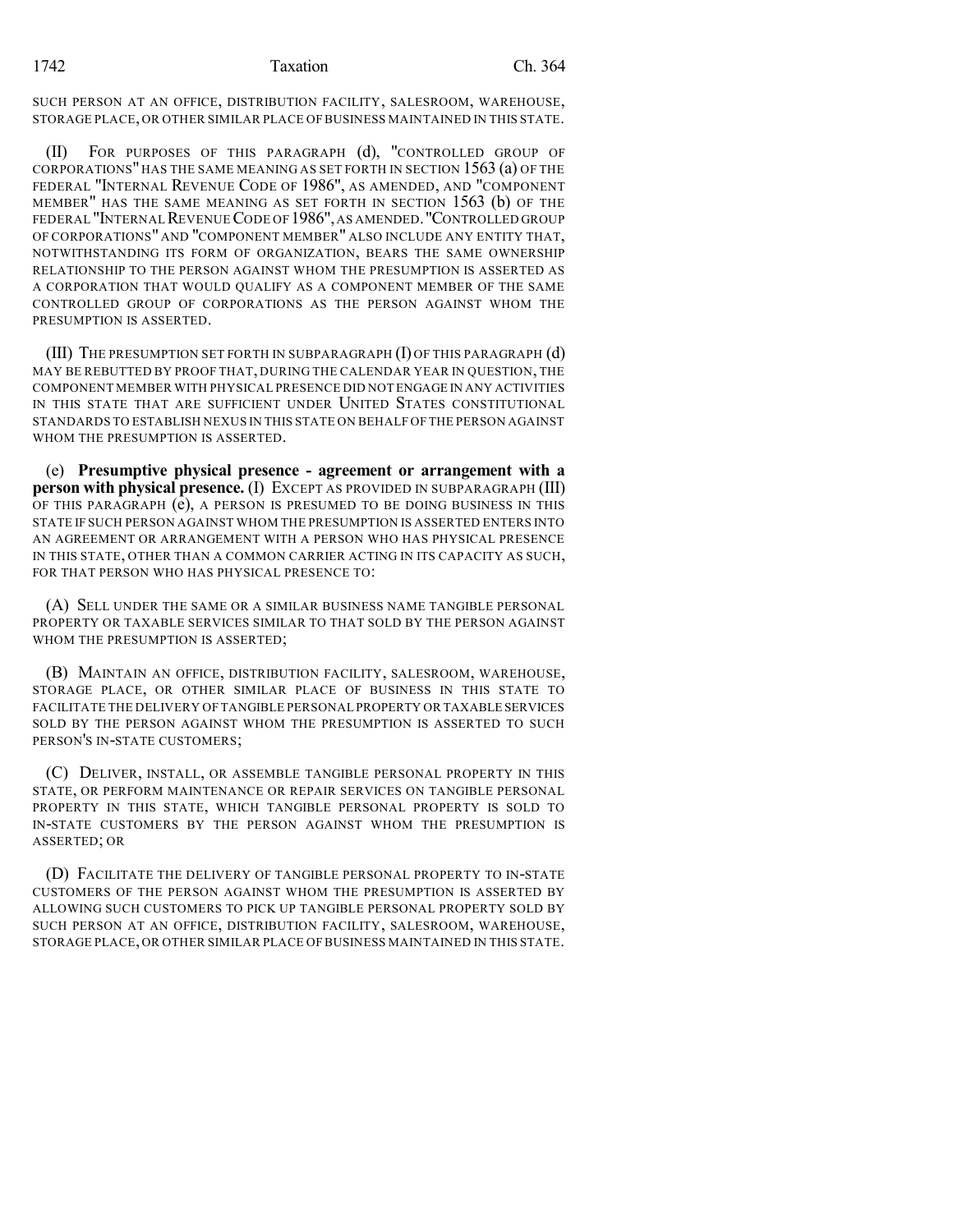SUCH PERSON AT AN OFFICE, DISTRIBUTION FACILITY, SALESROOM, WAREHOUSE, STORAGE PLACE, OR OTHER SIMILAR PLACE OF BUSINESS MAINTAINED IN THIS STATE.

(II) FOR PURPOSES OF THIS PARAGRAPH (d), "CONTROLLED GROUP OF CORPORATIONS" HAS THE SAME MEANING AS SET FORTH IN SECTION 1563 (a) OF THE FEDERAL "INTERNAL REVENUE CODE OF 1986", AS AMENDED, AND "COMPONENT MEMBER" HAS THE SAME MEANING AS SET FORTH IN SECTION 1563 (b) OF THE FEDERAL "INTERNAL REVENUE CODE OF 1986", AS AMENDED. "CONTROLLED GROUP OF CORPORATIONS" AND "COMPONENT MEMBER" ALSO INCLUDE ANY ENTITY THAT, NOTWITHSTANDING ITS FORM OF ORGANIZATION, BEARS THE SAME OWNERSHIP RELATIONSHIP TO THE PERSON AGAINST WHOM THE PRESUMPTION IS ASSERTED AS A CORPORATION THAT WOULD QUALIFY AS A COMPONENT MEMBER OF THE SAME CONTROLLED GROUP OF CORPORATIONS AS THE PERSON AGAINST WHOM THE PRESUMPTION IS ASSERTED.

(III) THE PRESUMPTION SET FORTH IN SUBPARAGRAPH (I) OF THIS PARAGRAPH (d) MAY BE REBUTTED BY PROOF THAT, DURING THE CALENDAR YEAR IN QUESTION, THE COMPONENT MEMBER WITH PHYSICAL PRESENCE DID NOT ENGAGE IN ANY ACTIVITIES IN THIS STATE THAT ARE SUFFICIENT UNDER UNITED STATES CONSTITUTIONAL STANDARDS TO ESTABLISH NEXUS IN THIS STATE ON BEHALF OF THE PERSON AGAINST WHOM THE PRESUMPTION IS ASSERTED.

(e) **Presumptive physical presence - agreement or arrangement with a person with physical presence.** (I) EXCEPT AS PROVIDED IN SUBPARAGRAPH (III) OF THIS PARAGRAPH (e), A PERSON IS PRESUMED TO BE DOING BUSINESS IN THIS STATE IF SUCH PERSON AGAINST WHOM THE PRESUMPTION IS ASSERTED ENTERS INTO AN AGREEMENT OR ARRANGEMENT WITH A PERSON WHO HAS PHYSICAL PRESENCE IN THIS STATE, OTHER THAN A COMMON CARRIER ACTING IN ITS CAPACITY AS SUCH, FOR THAT PERSON WHO HAS PHYSICAL PRESENCE TO:

(A) SELL UNDER THE SAME OR A SIMILAR BUSINESS NAME TANGIBLE PERSONAL PROPERTY OR TAXABLE SERVICES SIMILAR TO THAT SOLD BY THE PERSON AGAINST WHOM THE PRESUMPTION IS ASSERTED;

(B) MAINTAIN AN OFFICE, DISTRIBUTION FACILITY, SALESROOM, WAREHOUSE, STORAGE PLACE, OR OTHER SIMILAR PLACE OF BUSINESS IN THIS STATE TO FACILITATE THE DELIVERY OF TANGIBLE PERSONAL PROPERTY OR TAXABLE SERVICES SOLD BY THE PERSON AGAINST WHOM THE PRESUMPTION IS ASSERTED TO SUCH PERSON'S IN-STATE CUSTOMERS;

(C) DELIVER, INSTALL, OR ASSEMBLE TANGIBLE PERSONAL PROPERTY IN THIS STATE, OR PERFORM MAINTENANCE OR REPAIR SERVICES ON TANGIBLE PERSONAL PROPERTY IN THIS STATE, WHICH TANGIBLE PERSONAL PROPERTY IS SOLD TO IN-STATE CUSTOMERS BY THE PERSON AGAINST WHOM THE PRESUMPTION IS ASSERTED; OR

(D) FACILITATE THE DELIVERY OF TANGIBLE PERSONAL PROPERTY TO IN-STATE CUSTOMERS OF THE PERSON AGAINST WHOM THE PRESUMPTION IS ASSERTED BY ALLOWING SUCH CUSTOMERS TO PICK UP TANGIBLE PERSONAL PROPERTY SOLD BY SUCH PERSON AT AN OFFICE, DISTRIBUTION FACILITY, SALESROOM, WAREHOUSE, STORAGE PLACE, OR OTHER SIMILAR PLACE OF BUSINESS MAINTAINED IN THIS STATE.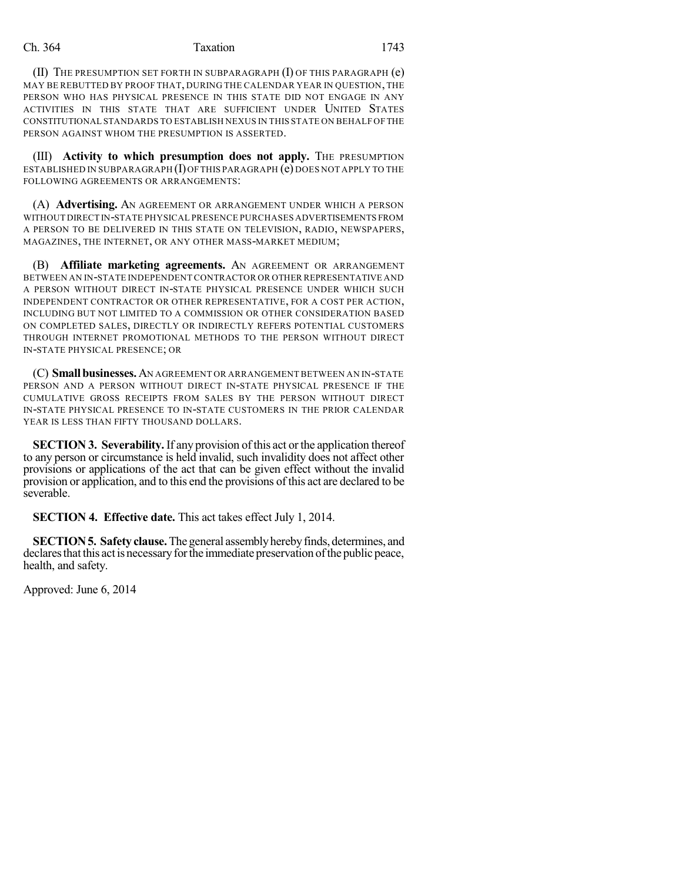(II) THE PRESUMPTION SET FORTH IN SUBPARAGRAPH (I) OF THIS PARAGRAPH (e) MAY BE REBUTTED BY PROOF THAT, DURING THE CALENDAR YEAR IN QUESTION, THE PERSON WHO HAS PHYSICAL PRESENCE IN THIS STATE DID NOT ENGAGE IN ANY ACTIVITIES IN THIS STATE THAT ARE SUFFICIENT UNDER UNITED STATES CONSTITUTIONAL STANDARDS TO ESTABLISH NEXUS IN THIS STATE ON BEHALF OF THE PERSON AGAINST WHOM THE PRESUMPTION IS ASSERTED.

(III) **Activity to which presumption does not apply.** THE PRESUMPTION ESTABLISHED IN SUBPARAGRAPH (I) OF THIS PARAGRAPH (e) DOES NOT APPLY TO THE FOLLOWING AGREEMENTS OR ARRANGEMENTS:

(A) **Advertising.** AN AGREEMENT OR ARRANGEMENT UNDER WHICH A PERSON WITHOUT DIRECT IN-STATE PHYSICAL PRESENCE PURCHASES ADVERTISEMENTS FROM A PERSON TO BE DELIVERED IN THIS STATE ON TELEVISION, RADIO, NEWSPAPERS, MAGAZINES, THE INTERNET, OR ANY OTHER MASS-MARKET MEDIUM;

(B) **Affiliate marketing agreements.** AN AGREEMENT OR ARRANGEMENT BETWEEN AN IN-STATE INDEPENDENT CONTRACTOR OR OTHER REPRESENTATIVE AND A PERSON WITHOUT DIRECT IN-STATE PHYSICAL PRESENCE UNDER WHICH SUCH INDEPENDENT CONTRACTOR OR OTHER REPRESENTATIVE, FOR A COST PER ACTION, INCLUDING BUT NOT LIMITED TO A COMMISSION OR OTHER CONSIDERATION BASED ON COMPLETED SALES, DIRECTLY OR INDIRECTLY REFERS POTENTIAL CUSTOMERS THROUGH INTERNET PROMOTIONAL METHODS TO THE PERSON WITHOUT DIRECT IN-STATE PHYSICAL PRESENCE; OR

(C) **Small businesses.** AN AGREEMENT OR ARRANGEMENT BETWEEN AN IN-STATE PERSON AND A PERSON WITHOUT DIRECT IN-STATE PHYSICAL PRESENCE IF THE CUMULATIVE GROSS RECEIPTS FROM SALES BY THE PERSON WITHOUT DIRECT IN-STATE PHYSICAL PRESENCE TO IN-STATE CUSTOMERS IN THE PRIOR CALENDAR YEAR IS LESS THAN FIFTY THOUSAND DOLLARS.

**SECTION 3. Severability.** If any provision of this act or the application thereof to any person or circumstance is held invalid, such invalidity does not affect other provisions or applications of the act that can be given effect without the invalid provision or application, and to this end the provisions of this act are declared to be severable.

**SECTION 4. Effective date.** This act takes effect July 1, 2014.

**SECTION 5. Safety clause.** The general assembly hereby finds, determines, and declares that this act is necessary for the immediate preservation of the public peace, health, and safety.

Approved: June 6, 2014